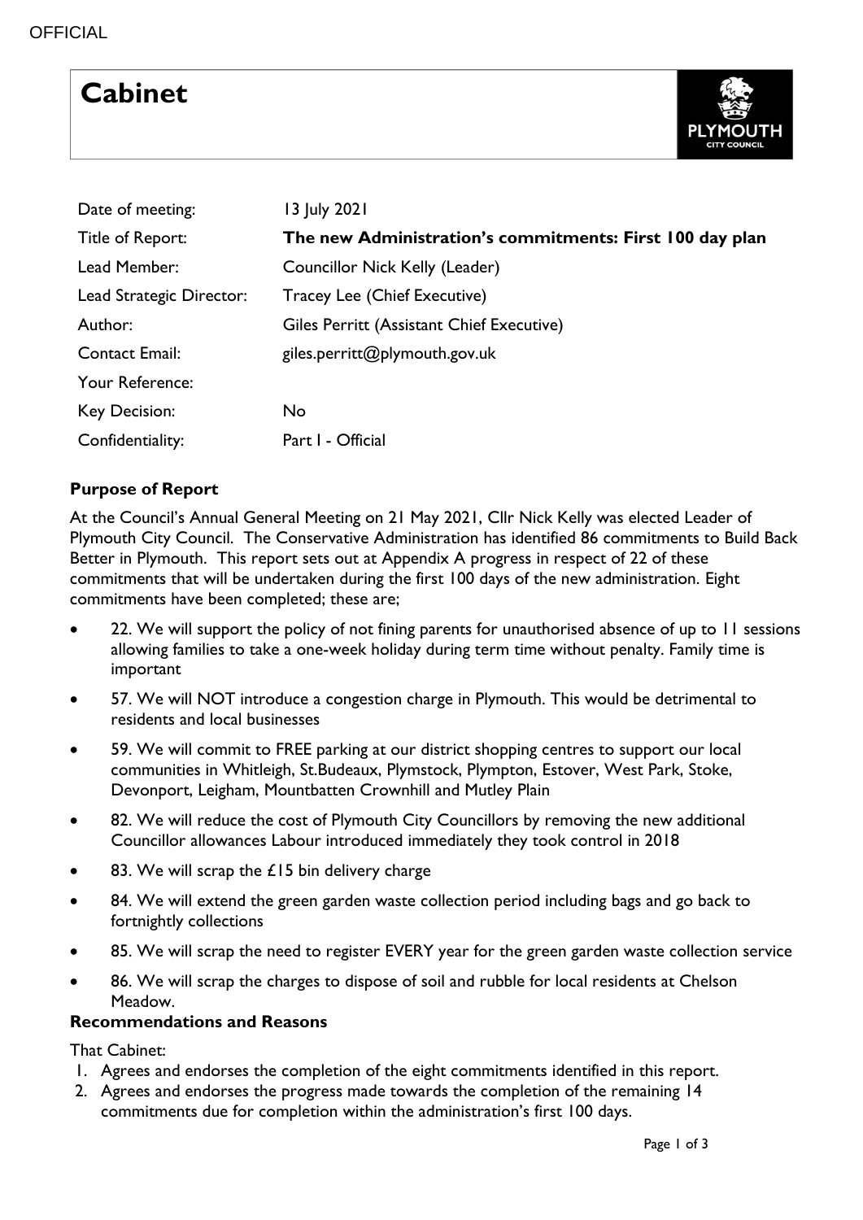OFFICIAL

# Cabinet

PLYMOUTH CITY COUNCIL

| | |
|---|---|
| Date of meeting: | 13 July 2021 |
| Title of Report: | **The new Administration's commitments: First 100 day plan** |
| Lead Member: | Councillor Nick Kelly (Leader) |
| Lead Strategic Director: | Tracey Lee (Chief Executive) |
| Author: | Giles Perritt (Assistant Chief Executive) |
| Contact Email: | giles.perritt@plymouth.gov.uk |
| Your Reference: | |
| Key Decision: | No |
| Confidentiality: | Part I - Official |

**Purpose of Report**

At the Council's Annual General Meeting on 21 May 2021, Cllr Nick Kelly was elected Leader of Plymouth City Council. The Conservative Administration has identified 86 commitments to Build Back Better in Plymouth. This report sets out at Appendix A progress in respect of 22 of these commitments that will be undertaken during the first 100 days of the new administration. Eight commitments have been completed; these are;

- 22. We will support the policy of not fining parents for unauthorised absence of up to 11 sessions allowing families to take a one-week holiday during term time without penalty. Family time is important
- 57. We will NOT introduce a congestion charge in Plymouth. This would be detrimental to residents and local businesses
- 59. We will commit to FREE parking at our district shopping centres to support our local communities in Whitleigh, St.Budeaux, Plymstock, Plympton, Estover, West Park, Stoke, Devonport, Leigham, Mountbatten Crownhill and Mutley Plain
- 82. We will reduce the cost of Plymouth City Councillors by removing the new additional Councillor allowances Labour introduced immediately they took control in 2018
- 83. We will scrap the £15 bin delivery charge
- 84. We will extend the green garden waste collection period including bags and go back to fortnightly collections
- 85. We will scrap the need to register EVERY year for the green garden waste collection service
- 86. We will scrap the charges to dispose of soil and rubble for local residents at Chelson Meadow.

**Recommendations and Reasons**

That Cabinet:

1. Agrees and endorses the completion of the eight commitments identified in this report.
2. Agrees and endorses the progress made towards the completion of the remaining 14 commitments due for completion within the administration's first 100 days.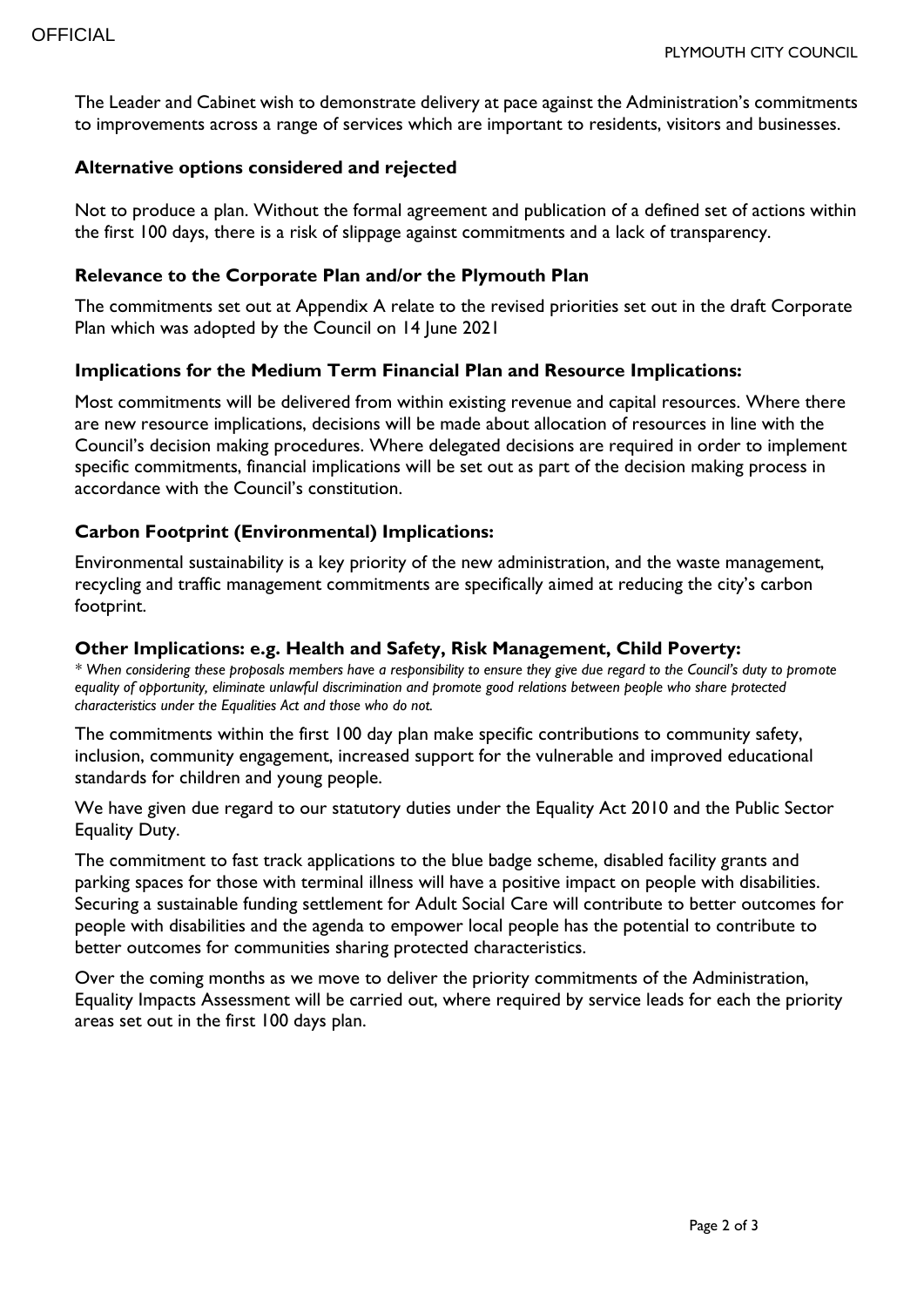The Leader and Cabinet wish to demonstrate delivery at pace against the Administration's commitments to improvements across a range of services which are important to residents, visitors and businesses.

### Alternative options considered and rejected

Not to produce a plan. Without the formal agreement and publication of a defined set of actions within the first 100 days, there is a risk of slippage against commitments and a lack of transparency.

### Relevance to the Corporate Plan and/or the Plymouth Plan

The commitments set out at Appendix A relate to the revised priorities set out in the draft Corporate Plan which was adopted by the Council on 14 June 2021

### Implications for the Medium Term Financial Plan and Resource Implications:

Most commitments will be delivered from within existing revenue and capital resources. Where there are new resource implications, decisions will be made about allocation of resources in line with the Council's decision making procedures. Where delegated decisions are required in order to implement specific commitments, financial implications will be set out as part of the decision making process in accordance with the Council's constitution.

### Carbon Footprint (Environmental) Implications:

Environmental sustainability is a key priority of the new administration, and the waste management, recycling and traffic management commitments are specifically aimed at reducing the city's carbon footprint.

### Other Implications: e.g. Health and Safety, Risk Management, Child Poverty:

*\* When considering these proposals members have a responsibility to ensure they give due regard to the Council's duty to promote equality of opportunity, eliminate unlawful discrimination and promote good relations between people who share protected characteristics under the Equalities Act and those who do not.*

The commitments within the first 100 day plan make specific contributions to community safety, inclusion, community engagement, increased support for the vulnerable and improved educational standards for children and young people.

We have given due regard to our statutory duties under the Equality Act 2010 and the Public Sector Equality Duty.

The commitment to fast track applications to the blue badge scheme, disabled facility grants and parking spaces for those with terminal illness will have a positive impact on people with disabilities. Securing a sustainable funding settlement for Adult Social Care will contribute to better outcomes for people with disabilities and the agenda to empower local people has the potential to contribute to better outcomes for communities sharing protected characteristics.

Over the coming months as we move to deliver the priority commitments of the Administration, Equality Impacts Assessment will be carried out, where required by service leads for each the priority areas set out in the first 100 days plan.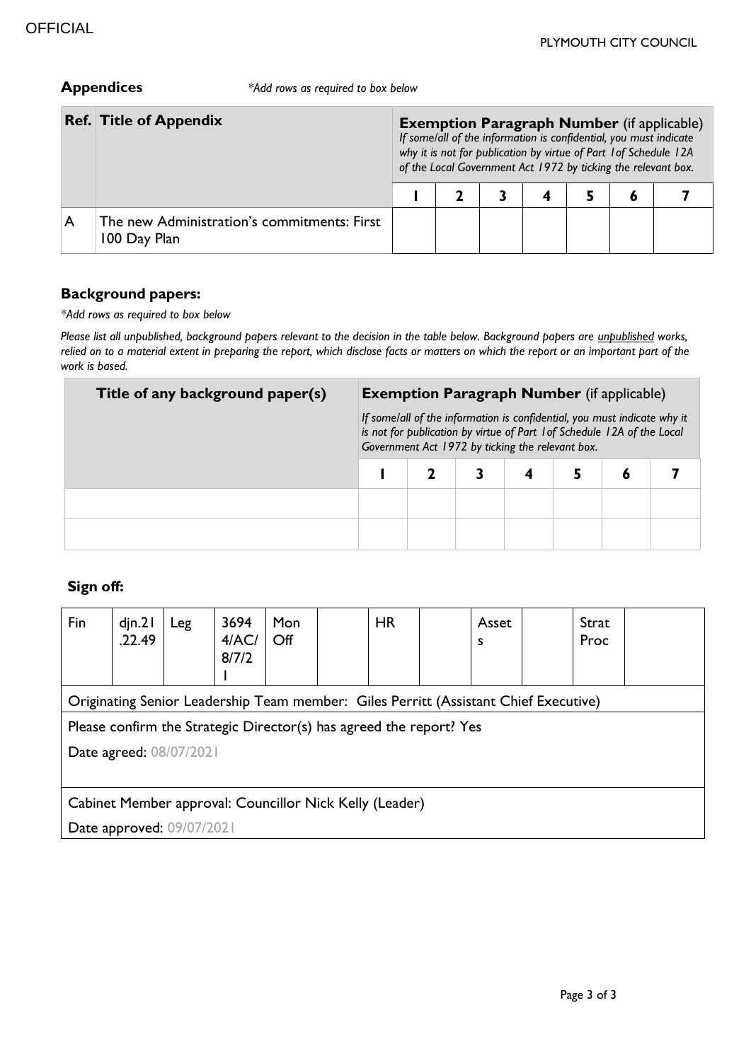**Appendices** *\*Add rows as required to box below*

| Ref. | Title of Appendix | **Exemption Paragraph Number** (if applicable) *If some/all of the information is confidential, you must indicate why it is not for publication by virtue of Part 1of Schedule 12A of the Local Government Act 1972 by ticking the relevant box.* | | | | | | |
|---|---|---|---|---|---|---|---|---|
| | | 1 | 2 | 3 | 4 | 5 | 6 | 7 |
| A | The new Administration's commitments: First 100 Day Plan | | | | | | | |

**Background papers:**

*\*Add rows as required to box below*

*Please list all unpublished, background papers relevant to the decision in the table below. Background papers are unpublished works, relied on to a material extent in preparing the report, which disclose facts or matters on which the report or an important part of the work is based.*

| Title of any background paper(s) | **Exemption Paragraph Number** (if applicable) *If some/all of the information is confidential, you must indicate why it is not for publication by virtue of Part 1of Schedule 12A of the Local Government Act 1972 by ticking the relevant box.* | | | | | | |
|---|---|---|---|---|---|---|---|
| | 1 | 2 | 3 | 4 | 5 | 6 | 7 |
| | | | | | | | |
| | | | | | | | |

**Sign off:**

| Fin | djn.21.22.49 | Leg | 36944/AC/8/7/21 | Mon Off | | HR | | Assets | | Strat Proc | |
|---|---|---|---|---|---|---|---|---|---|---|---|

Originating Senior Leadership Team member: Giles Perritt (Assistant Chief Executive)

Please confirm the Strategic Director(s) has agreed the report? Yes

Date agreed: 08/07/2021

Cabinet Member approval: Councillor Nick Kelly (Leader)

Date approved: 09/07/2021